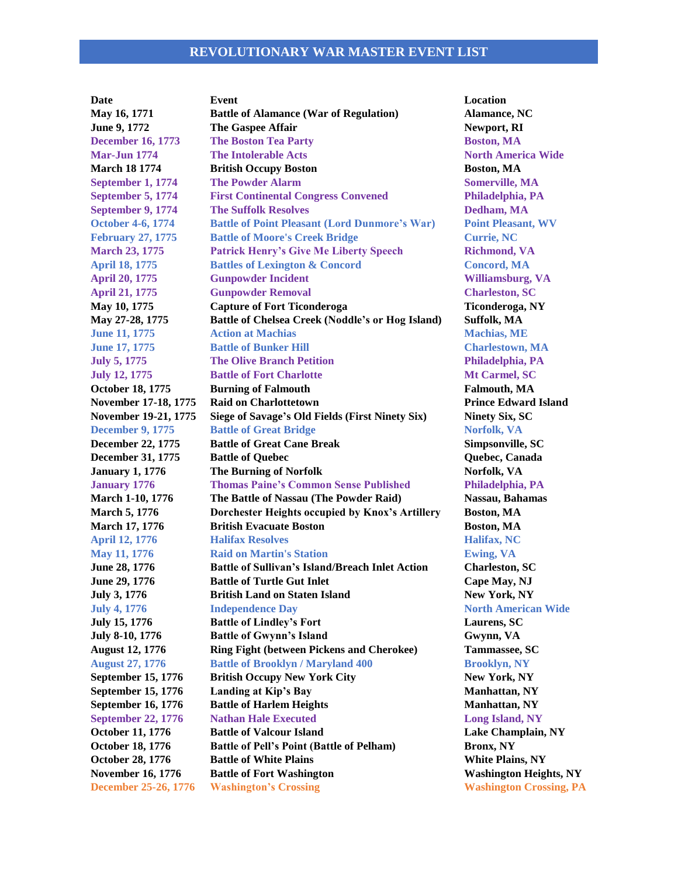# REVOLUTIONARY WAR MASTER EVENT LIST

| Date | Event | Location |
|---|---|---|
| May 16, 1771 | Battle of Alamance (War of Regulation) | Alamance, NC |
| June 9, 1772 | The Gaspee Affair | Newport, RI |
| December 16, 1773 | The Boston Tea Party | Boston, MA |
| Mar-Jun 1774 | The Intolerable Acts | North America Wide |
| March 18 1774 | British Occupy Boston | Boston, MA |
| September 1, 1774 | The Powder Alarm | Somerville, MA |
| September 5, 1774 | First Continental Congress Convened | Philadelphia, PA |
| September 9, 1774 | The Suffolk Resolves | Dedham, MA |
| October 4-6, 1774 | Battle of Point Pleasant (Lord Dunmore's War) | Point Pleasant, WV |
| February 27, 1775 | Battle of Moore's Creek Bridge | Currie, NC |
| March 23, 1775 | Patrick Henry's Give Me Liberty Speech | Richmond, VA |
| April 18, 1775 | Battles of Lexington & Concord | Concord, MA |
| April 20, 1775 | Gunpowder Incident | Williamsburg, VA |
| April 21, 1775 | Gunpowder Removal | Charleston, SC |
| May 10, 1775 | Capture of Fort Ticonderoga | Ticonderoga, NY |
| May 27-28, 1775 | Battle of Chelsea Creek (Noddle's or Hog Island) | Suffolk, MA |
| June 11, 1775 | Action at Machias | Machias, ME |
| June 17, 1775 | Battle of Bunker Hill | Charlestown, MA |
| July 5, 1775 | The Olive Branch Petition | Philadelphia, PA |
| July 12, 1775 | Battle of Fort Charlotte | Mt Carmel, SC |
| October 18, 1775 | Burning of Falmouth | Falmouth, MA |
| November 17-18, 1775 | Raid on Charlottetown | Prince Edward Island |
| November 19-21, 1775 | Siege of Savage's Old Fields (First Ninety Six) | Ninety Six, SC |
| December 9, 1775 | Battle of Great Bridge | Norfolk, VA |
| December 22, 1775 | Battle of Great Cane Break | Simpsonville, SC |
| December 31, 1775 | Battle of Quebec | Quebec, Canada |
| January 1, 1776 | The Burning of Norfolk | Norfolk, VA |
| January 1776 | Thomas Paine's Common Sense Published | Philadelphia, PA |
| March 1-10, 1776 | The Battle of Nassau (The Powder Raid) | Nassau, Bahamas |
| March 5, 1776 | Dorchester Heights occupied by Knox's Artillery | Boston, MA |
| March 17, 1776 | British Evacuate Boston | Boston, MA |
| April 12, 1776 | Halifax Resolves | Halifax, NC |
| May 11, 1776 | Raid on Martin's Station | Ewing, VA |
| June 28, 1776 | Battle of Sullivan's Island/Breach Inlet Action | Charleston, SC |
| June 29, 1776 | Battle of Turtle Gut Inlet | Cape May, NJ |
| July 3, 1776 | British Land on Staten Island | New York, NY |
| July 4, 1776 | Independence Day | North American Wide |
| July 15, 1776 | Battle of Lindley's Fort | Laurens, SC |
| July 8-10, 1776 | Battle of Gwynn's Island | Gwynn, VA |
| August 12, 1776 | Ring Fight (between Pickens and Cherokee) | Tammassee, SC |
| August 27, 1776 | Battle of Brooklyn / Maryland 400 | Brooklyn, NY |
| September 15, 1776 | British Occupy New York City | New York, NY |
| September 15, 1776 | Landing at Kip's Bay | Manhattan, NY |
| September 16, 1776 | Battle of Harlem Heights | Manhattan, NY |
| September 22, 1776 | Nathan Hale Executed | Long Island, NY |
| October 11, 1776 | Battle of Valcour Island | Lake Champlain, NY |
| October 18, 1776 | Battle of Pell's Point (Battle of Pelham) | Bronx, NY |
| October 28, 1776 | Battle of White Plains | White Plains, NY |
| November 16, 1776 | Battle of Fort Washington | Washington Heights, NY |
| December 25-26, 1776 | Washington's Crossing | Washington Crossing, PA |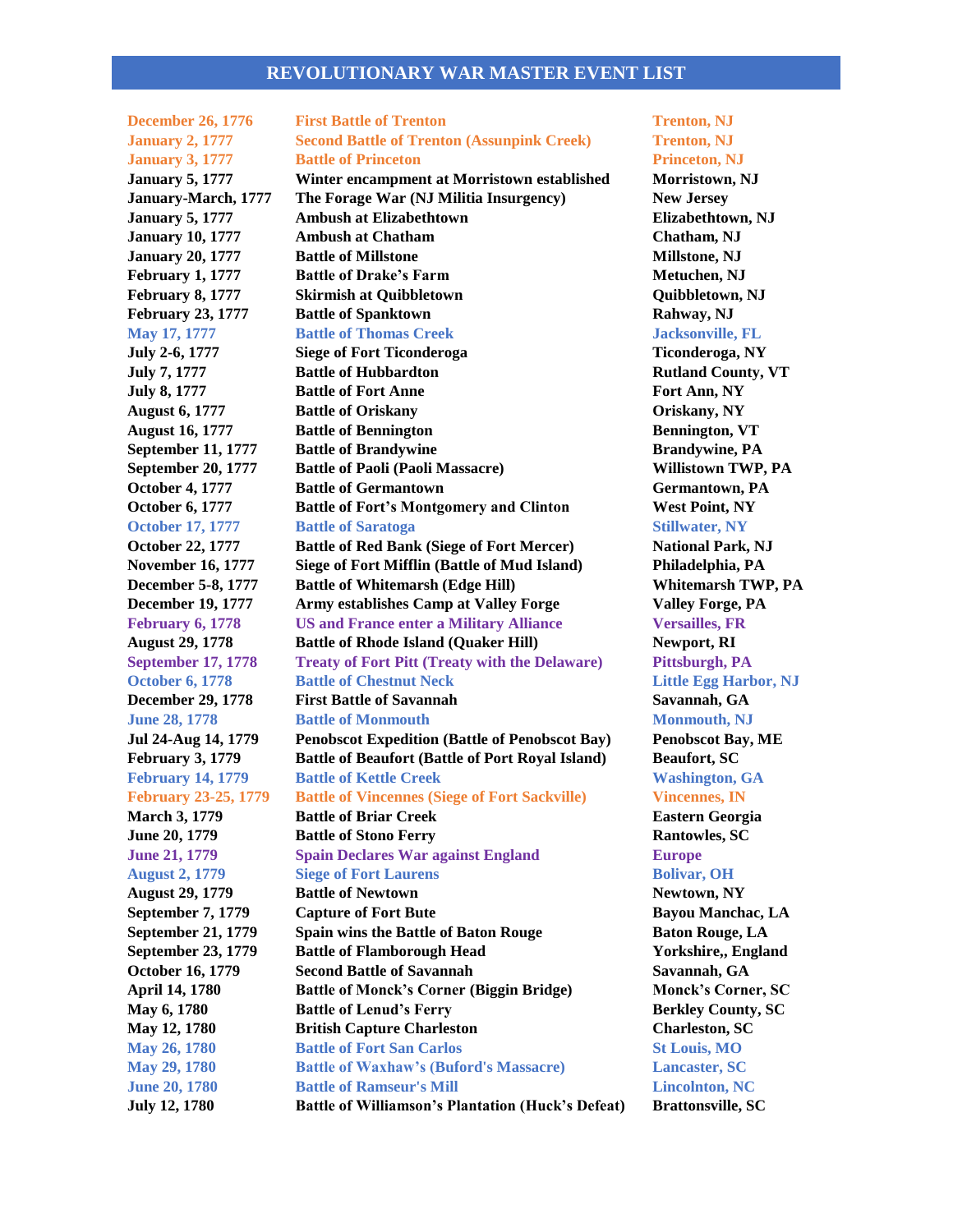# REVOLUTIONARY WAR MASTER EVENT LIST

| Date | Event | Location |
|---|---|---|
| December 26, 1776 | First Battle of Trenton | Trenton, NJ |
| January 2, 1777 | Second Battle of Trenton (Assunpink Creek) | Trenton, NJ |
| January 3, 1777 | Battle of Princeton | Princeton, NJ |
| January 5, 1777 | Winter encampment at Morristown established | Morristown, NJ |
| January-March, 1777 | The Forage War (NJ Militia Insurgency) | New Jersey |
| January 5, 1777 | Ambush at Elizabethtown | Elizabethtown, NJ |
| January 10, 1777 | Ambush at Chatham | Chatham, NJ |
| January 20, 1777 | Battle of Millstone | Millstone, NJ |
| February 1, 1777 | Battle of Drake's Farm | Metuchen, NJ |
| February 8, 1777 | Skirmish at Quibbletown | Quibbletown, NJ |
| February 23, 1777 | Battle of Spanktown | Rahway, NJ |
| May 17, 1777 | Battle of Thomas Creek | Jacksonville, FL |
| July 2-6, 1777 | Siege of Fort Ticonderoga | Ticonderoga, NY |
| July 7, 1777 | Battle of Hubbardton | Rutland County, VT |
| July 8, 1777 | Battle of Fort Anne | Fort Ann, NY |
| August 6, 1777 | Battle of Oriskany | Oriskany, NY |
| August 16, 1777 | Battle of Bennington | Bennington, VT |
| September 11, 1777 | Battle of Brandywine | Brandywine, PA |
| September 20, 1777 | Battle of Paoli (Paoli Massacre) | Willistown TWP, PA |
| October 4, 1777 | Battle of Germantown | Germantown, PA |
| October 6, 1777 | Battle of Fort's Montgomery and Clinton | West Point, NY |
| October 17, 1777 | Battle of Saratoga | Stillwater, NY |
| October 22, 1777 | Battle of Red Bank (Siege of Fort Mercer) | National Park, NJ |
| November 16, 1777 | Siege of Fort Mifflin (Battle of Mud Island) | Philadelphia, PA |
| December 5-8, 1777 | Battle of Whitemarsh (Edge Hill) | Whitemarsh TWP, PA |
| December 19, 1777 | Army establishes Camp at Valley Forge | Valley Forge, PA |
| February 6, 1778 | US and France enter a Military Alliance | Versailles, FR |
| August 29, 1778 | Battle of Rhode Island (Quaker Hill) | Newport, RI |
| September 17, 1778 | Treaty of Fort Pitt (Treaty with the Delaware) | Pittsburgh, PA |
| October 6, 1778 | Battle of Chestnut Neck | Little Egg Harbor, NJ |
| December 29, 1778 | First Battle of Savannah | Savannah, GA |
| June 28, 1778 | Battle of Monmouth | Monmouth, NJ |
| Jul 24-Aug 14, 1779 | Penobscot Expedition (Battle of Penobscot Bay) | Penobscot Bay, ME |
| February 3, 1779 | Battle of Beaufort (Battle of Port Royal Island) | Beaufort, SC |
| February 14, 1779 | Battle of Kettle Creek | Washington, GA |
| February 23-25, 1779 | Battle of Vincennes (Siege of Fort Sackville) | Vincennes, IN |
| March 3, 1779 | Battle of Briar Creek | Eastern Georgia |
| June 20, 1779 | Battle of Stono Ferry | Rantowles, SC |
| June 21, 1779 | Spain Declares War against England | Europe |
| August 2, 1779 | Siege of Fort Laurens | Bolivar, OH |
| August 29, 1779 | Battle of Newtown | Newtown, NY |
| September 7, 1779 | Capture of Fort Bute | Bayou Manchac, LA |
| September 21, 1779 | Spain wins the Battle of Baton Rouge | Baton Rouge, LA |
| September 23, 1779 | Battle of Flamborough Head | Yorkshire,, England |
| October 16, 1779 | Second Battle of Savannah | Savannah, GA |
| April 14, 1780 | Battle of Monck's Corner (Biggin Bridge) | Monck's Corner, SC |
| May 6, 1780 | Battle of Lenud's Ferry | Berkley County, SC |
| May 12, 1780 | British Capture Charleston | Charleston, SC |
| May 26, 1780 | Battle of Fort San Carlos | St Louis, MO |
| May 29, 1780 | Battle of Waxhaw's (Buford's Massacre) | Lancaster, SC |
| June 20, 1780 | Battle of Ramseur's Mill | Lincolnton, NC |
| July 12, 1780 | Battle of Williamson's Plantation (Huck's Defeat) | Brattonsville, SC |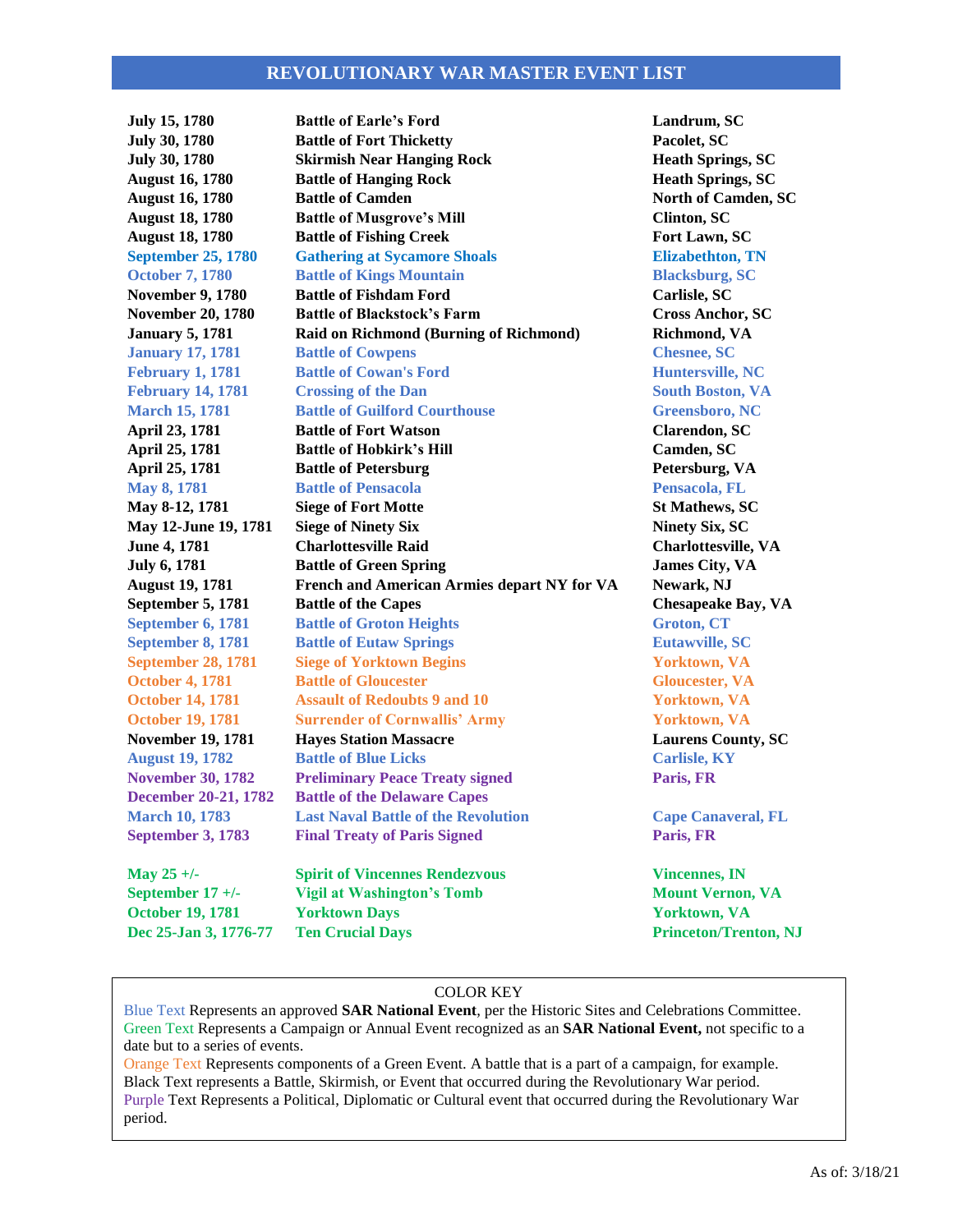# REVOLUTIONARY WAR MASTER EVENT LIST

| | | |
|---|---|---|
| **July 15, 1780** | **Battle of Earle's Ford** | **Landrum, SC** |
| **July 30, 1780** | **Battle of Fort Thicketty** | **Pacolet, SC** |
| **July 30, 1780** | **Skirmish Near Hanging Rock** | **Heath Springs, SC** |
| **August 16, 1780** | **Battle of Hanging Rock** | **Heath Springs, SC** |
| **August 16, 1780** | **Battle of Camden** | **North of Camden, SC** |
| **August 18, 1780** | **Battle of Musgrove's Mill** | **Clinton, SC** |
| **August 18, 1780** | **Battle of Fishing Creek** | **Fort Lawn, SC** |
| **September 25, 1780** | **Gathering at Sycamore Shoals** | **Elizabethton, TN** |
| **October 7, 1780** | **Battle of Kings Mountain** | **Blacksburg, SC** |
| **November 9, 1780** | **Battle of Fishdam Ford** | **Carlisle, SC** |
| **November 20, 1780** | **Battle of Blackstock's Farm** | **Cross Anchor, SC** |
| **January 5, 1781** | **Raid on Richmond (Burning of Richmond)** | **Richmond, VA** |
| **January 17, 1781** | **Battle of Cowpens** | **Chesnee, SC** |
| **February 1, 1781** | **Battle of Cowan's Ford** | **Huntersville, NC** |
| **February 14, 1781** | **Crossing of the Dan** | **South Boston, VA** |
| **March 15, 1781** | **Battle of Guilford Courthouse** | **Greensboro, NC** |
| **April 23, 1781** | **Battle of Fort Watson** | **Clarendon, SC** |
| **April 25, 1781** | **Battle of Hobkirk's Hill** | **Camden, SC** |
| **April 25, 1781** | **Battle of Petersburg** | **Petersburg, VA** |
| **May 8, 1781** | **Battle of Pensacola** | **Pensacola, FL** |
| **May 8-12, 1781** | **Siege of Fort Motte** | **St Mathews, SC** |
| **May 12-June 19, 1781** | **Siege of Ninety Six** | **Ninety Six, SC** |
| **June 4, 1781** | **Charlottesville Raid** | **Charlottesville, VA** |
| **July 6, 1781** | **Battle of Green Spring** | **James City, VA** |
| **August 19, 1781** | **French and American Armies depart NY for VA** | **Newark, NJ** |
| **September 5, 1781** | **Battle of the Capes** | **Chesapeake Bay, VA** |
| **September 6, 1781** | **Battle of Groton Heights** | **Groton, CT** |
| **September 8, 1781** | **Battle of Eutaw Springs** | **Eutawville, SC** |
| **September 28, 1781** | **Siege of Yorktown Begins** | **Yorktown, VA** |
| **October 4, 1781** | **Battle of Gloucester** | **Gloucester, VA** |
| **October 14, 1781** | **Assault of Redoubts 9 and 10** | **Yorktown, VA** |
| **October 19, 1781** | **Surrender of Cornwallis' Army** | **Yorktown, VA** |
| **November 19, 1781** | **Hayes Station Massacre** | **Laurens County, SC** |
| **August 19, 1782** | **Battle of Blue Licks** | **Carlisle, KY** |
| **November 30, 1782** | **Preliminary Peace Treaty signed** | **Paris, FR** |
| **December 20-21, 1782** | **Battle of the Delaware Capes** | |
| **March 10, 1783** | **Last Naval Battle of the Revolution** | **Cape Canaveral, FL** |
| **September 3, 1783** | **Final Treaty of Paris Signed** | **Paris, FR** |
| **May 25 +/-** | **Spirit of Vincennes Rendezvous** | **Vincennes, IN** |
| **September 17 +/-** | **Vigil at Washington's Tomb** | **Mount Vernon, VA** |
| **October 19, 1781** | **Yorktown Days** | **Yorktown, VA** |
| **Dec 25-Jan 3, 1776-77** | **Ten Crucial Days** | **Princeton/Trenton, NJ** |

COLOR KEY

Blue Text Represents an approved **SAR National Event**, per the Historic Sites and Celebrations Committee.
Green Text Represents a Campaign or Annual Event recognized as an **SAR National Event,** not specific to a date but to a series of events.
Orange Text Represents components of a Green Event. A battle that is a part of a campaign, for example.
Black Text represents a Battle, Skirmish, or Event that occurred during the Revolutionary War period.
Purple Text Represents a Political, Diplomatic or Cultural event that occurred during the Revolutionary War period.

As of: 3/18/21